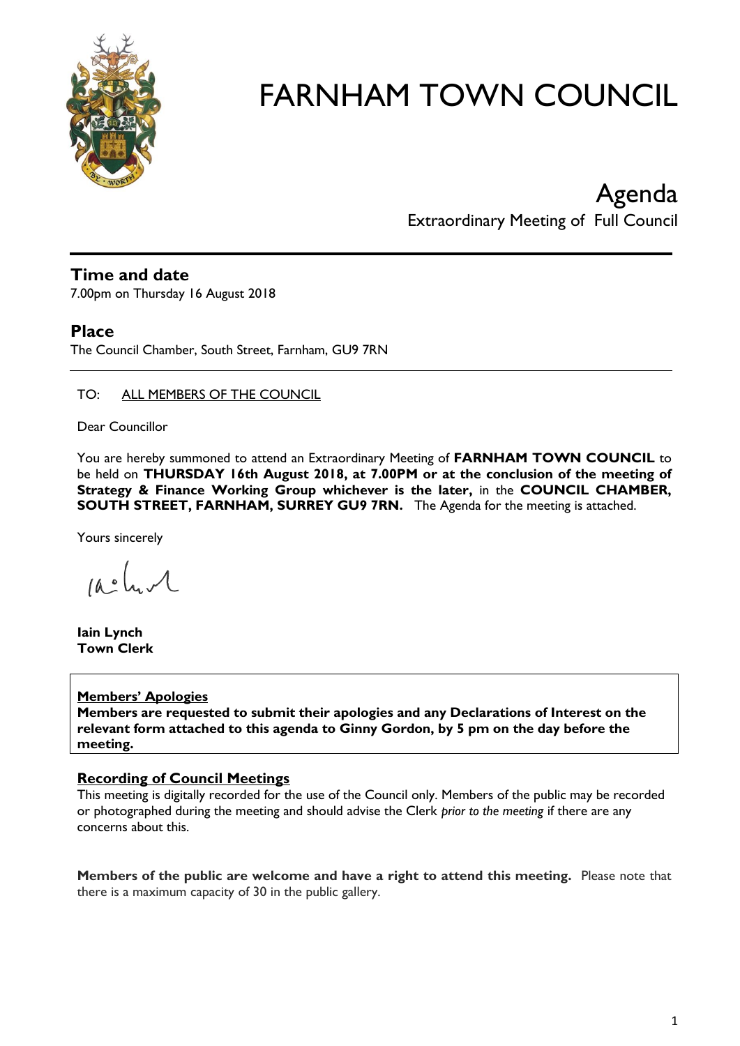# FARNHAM TOWN COUNCIL

## Agenda

Extraordinary Meeting of Full Council

### Time and date

7.00pm on Thursday 16 August 2018

### Place

The Council Chamber, South Street, Farnham, GU9 7RN

TO: ALL MEMBERS OF THE COUNCIL

Dear Councillor

You are hereby summoned to attend an Extraordinary Meeting of **FARNHAM TOWN COUNCIL** to be held on **THURSDAY 16th August 2018, at 7.00PM or at the conclusion of the meeting of Strategy & Finance Working Group whichever is the later,** in the **COUNCIL CHAMBER, SOUTH STREET, FARNHAM, SURREY GU9 7RN.** The Agenda for the meeting is attached.

Yours sincerely

**Iain Lynch**
**Town Clerk**

**Members' Apologies**
**Members are requested to submit their apologies and any Declarations of Interest on the relevant form attached to this agenda to Ginny Gordon, by 5 pm on the day before the meeting.**

**Recording of Council Meetings**
This meeting is digitally recorded for the use of the Council only. Members of the public may be recorded or photographed during the meeting and should advise the Clerk *prior to the meeting* if there are any concerns about this.

**Members of the public are welcome and have a right to attend this meeting.** Please note that there is a maximum capacity of 30 in the public gallery.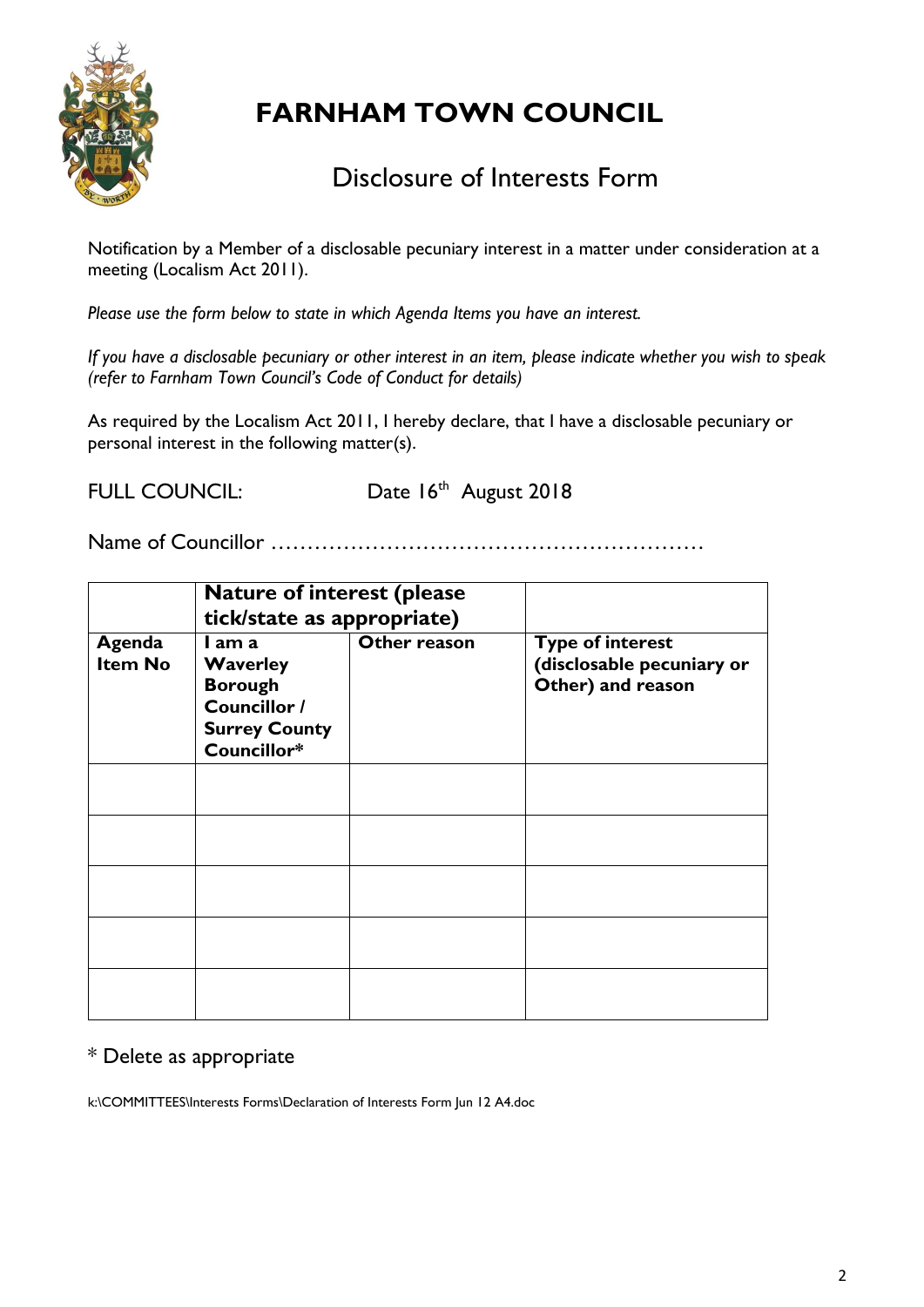# FARNHAM TOWN COUNCIL

## Disclosure of Interests Form

Notification by a Member of a disclosable pecuniary interest in a matter under consideration at a meeting (Localism Act 2011).

*Please use the form below to state in which Agenda Items you have an interest.*

*If you have a disclosable pecuniary or other interest in an item, please indicate whether you wish to speak (refer to Farnham Town Council's Code of Conduct for details)*

As required by the Localism Act 2011, I hereby declare, that I have a disclosable pecuniary or personal interest in the following matter(s).

FULL COUNCIL: Date 16th August 2018

Name of Councillor ……………………………………………………

| | **Nature of interest (please tick/state as appropriate)** | | |
|---|---|---|---|
| **Agenda Item No** | **I am a Waverley Borough Councillor / Surrey County Councillor*** | **Other reason** | **Type of interest (disclosable pecuniary or Other) and reason** |
| | | | |
| | | | |
| | | | |
| | | | |
| | | | |

* Delete as appropriate

k:\COMMITTEES\Interests Forms\Declaration of Interests Form Jun 12 A4.doc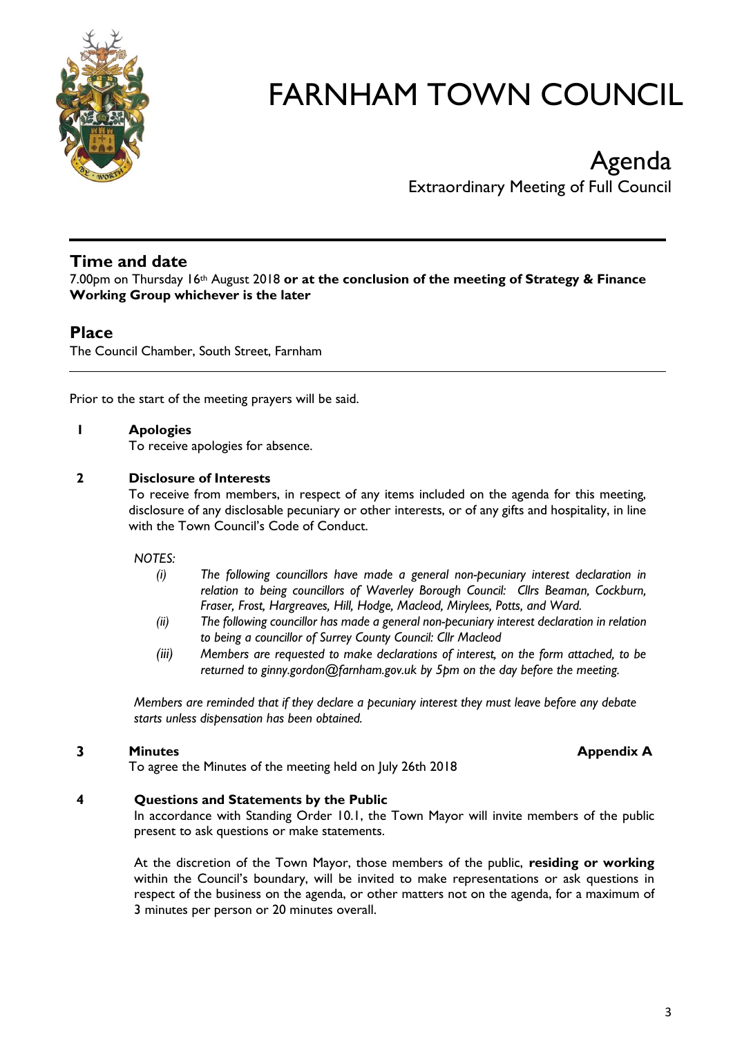# FARNHAM TOWN COUNCIL

## Agenda

Extraordinary Meeting of Full Council

## Time and date

7.00pm on Thursday 16th August 2018 **or at the conclusion of the meeting of Strategy & Finance Working Group whichever is the later**

## Place

The Council Chamber, South Street, Farnham

Prior to the start of the meeting prayers will be said.

**1 Apologies**

To receive apologies for absence.

**2 Disclosure of Interests**

To receive from members, in respect of any items included on the agenda for this meeting, disclosure of any disclosable pecuniary or other interests, or of any gifts and hospitality, in line with the Town Council's Code of Conduct.

*NOTES:*

*(i) The following councillors have made a general non-pecuniary interest declaration in relation to being councillors of Waverley Borough Council: Cllrs Beaman, Cockburn, Fraser, Frost, Hargreaves, Hill, Hodge, Macleod, Mirylees, Potts, and Ward.*

*(ii) The following councillor has made a general non-pecuniary interest declaration in relation to being a councillor of Surrey County Council: Cllr Macleod*

*(iii) Members are requested to make declarations of interest, on the form attached, to be returned to ginny.gordon@farnham.gov.uk by 5pm on the day before the meeting.*

*Members are reminded that if they declare a pecuniary interest they must leave before any debate starts unless dispensation has been obtained.*

**3 Minutes** **Appendix A**

To agree the Minutes of the meeting held on July 26th 2018

**4 Questions and Statements by the Public**

In accordance with Standing Order 10.1, the Town Mayor will invite members of the public present to ask questions or make statements.

At the discretion of the Town Mayor, those members of the public, **residing or working** within the Council's boundary, will be invited to make representations or ask questions in respect of the business on the agenda, or other matters not on the agenda, for a maximum of 3 minutes per person or 20 minutes overall.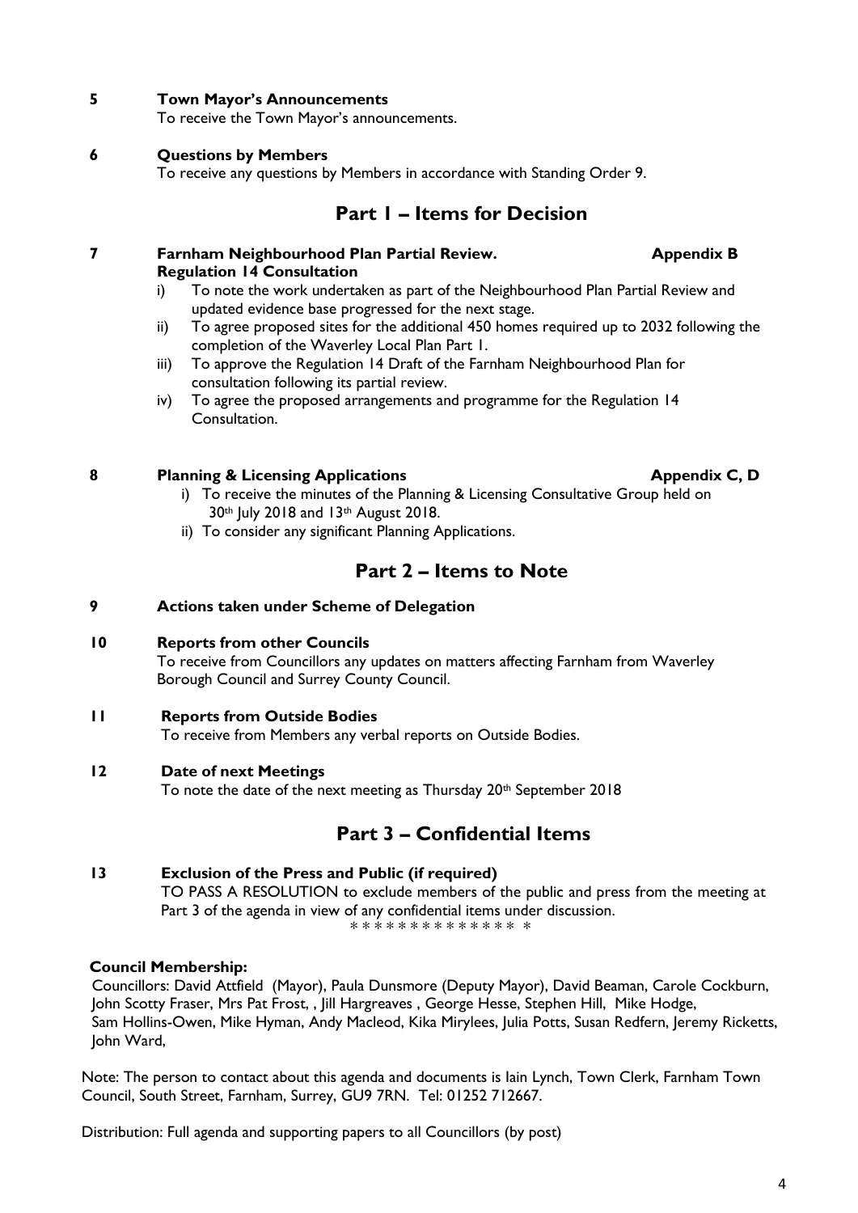**5 Town Mayor's Announcements**

To receive the Town Mayor's announcements.

**6 Questions by Members**

To receive any questions by Members in accordance with Standing Order 9.

## Part 1 – Items for Decision

**7 Farnham Neighbourhood Plan Partial Review. Regulation 14 Consultation** — **Appendix B**

i) To note the work undertaken as part of the Neighbourhood Plan Partial Review and updated evidence base progressed for the next stage.

ii) To agree proposed sites for the additional 450 homes required up to 2032 following the completion of the Waverley Local Plan Part 1.

iii) To approve the Regulation 14 Draft of the Farnham Neighbourhood Plan for consultation following its partial review.

iv) To agree the proposed arrangements and programme for the Regulation 14 Consultation.

**8 Planning & Licensing Applications** — **Appendix C, D**

i) To receive the minutes of the Planning & Licensing Consultative Group held on 30th July 2018 and 13th August 2018.

ii) To consider any significant Planning Applications.

## Part 2 – Items to Note

**9 Actions taken under Scheme of Delegation**

**10 Reports from other Councils**

To receive from Councillors any updates on matters affecting Farnham from Waverley Borough Council and Surrey County Council.

**11 Reports from Outside Bodies**

To receive from Members any verbal reports on Outside Bodies.

**12 Date of next Meetings**

To note the date of the next meeting as Thursday 20th September 2018

## Part 3 – Confidential Items

**13 Exclusion of the Press and Public (if required)**

TO PASS A RESOLUTION to exclude members of the public and press from the meeting at Part 3 of the agenda in view of any confidential items under discussion.

* * * * * * * * * * * * * * *

**Council Membership:**

Councillors: David Attfield (Mayor), Paula Dunsmore (Deputy Mayor), David Beaman, Carole Cockburn, John Scotty Fraser, Mrs Pat Frost, , Jill Hargreaves , George Hesse, Stephen Hill, Mike Hodge, Sam Hollins-Owen, Mike Hyman, Andy Macleod, Kika Mirylees, Julia Potts, Susan Redfern, Jeremy Ricketts, John Ward,

Note: The person to contact about this agenda and documents is Iain Lynch, Town Clerk, Farnham Town Council, South Street, Farnham, Surrey, GU9 7RN. Tel: 01252 712667.

Distribution: Full agenda and supporting papers to all Councillors (by post)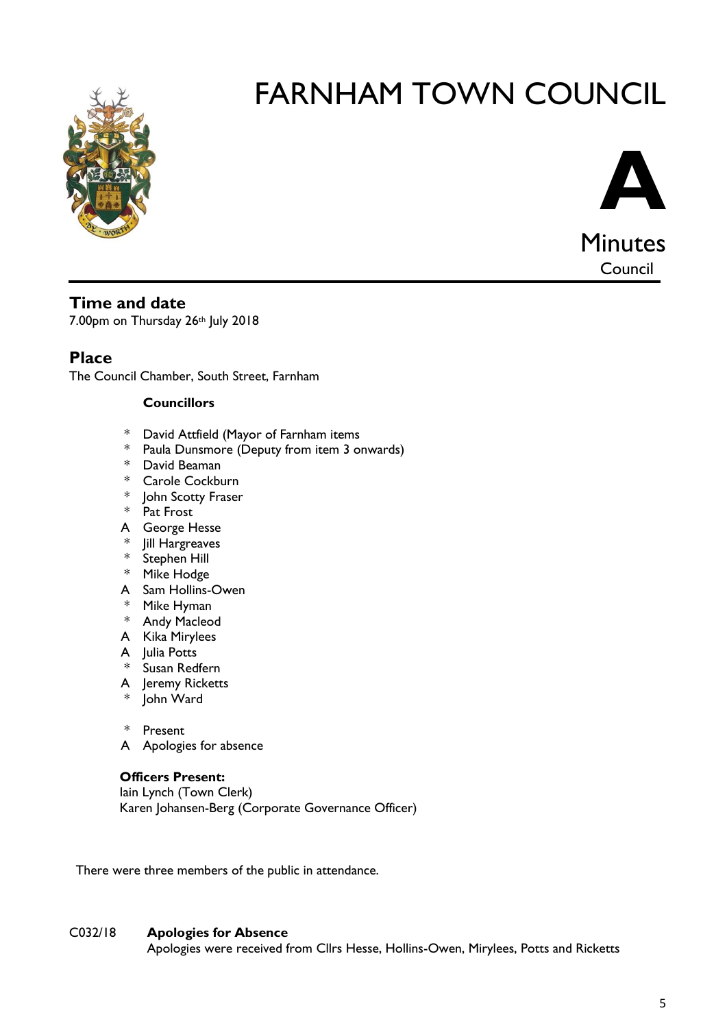# FARNHAM TOWN COUNCIL

**A**

Minutes

Council

## Time and date

7.00pm on Thursday 26th July 2018

## Place

The Council Chamber, South Street, Farnham

**Councillors**

- \* David Attfield (Mayor of Farnham items
- \* Paula Dunsmore (Deputy from item 3 onwards)
- \* David Beaman
- \* Carole Cockburn
- \* John Scotty Fraser
- \* Pat Frost
- A George Hesse
- \* Jill Hargreaves
- \* Stephen Hill
- \* Mike Hodge
- A Sam Hollins-Owen
- \* Mike Hyman
- \* Andy Macleod
- A Kika Mirylees
- A Julia Potts
- \* Susan Redfern
- A Jeremy Ricketts
- \* John Ward

\* Present
A Apologies for absence

**Officers Present:**
Iain Lynch (Town Clerk)
Karen Johansen-Berg (Corporate Governance Officer)

There were three members of the public in attendance.

C032/18 **Apologies for Absence**

Apologies were received from Cllrs Hesse, Hollins-Owen, Mirylees, Potts and Ricketts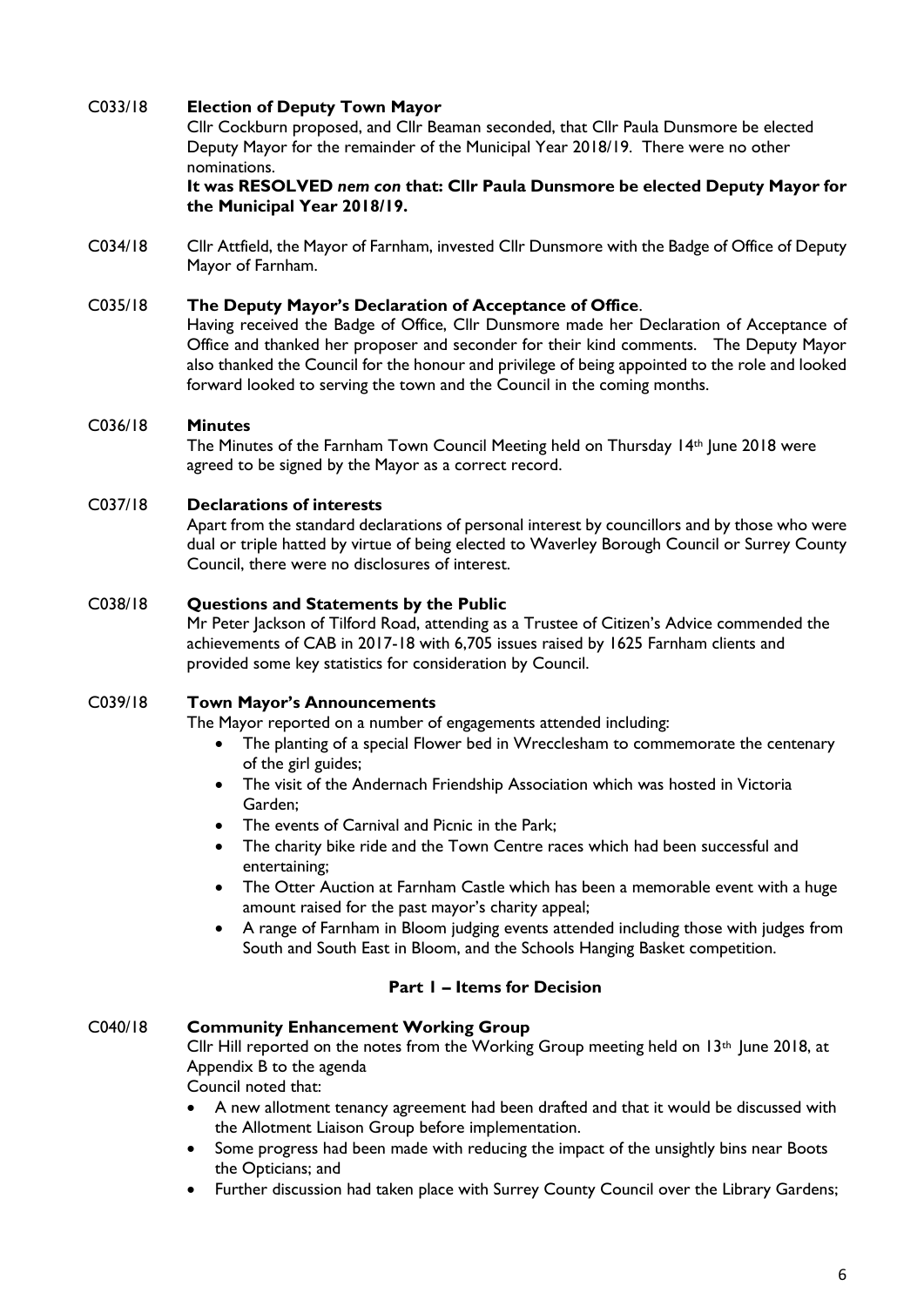C033/18 **Election of Deputy Town Mayor**

Cllr Cockburn proposed, and Cllr Beaman seconded, that Cllr Paula Dunsmore be elected Deputy Mayor for the remainder of the Municipal Year 2018/19. There were no other nominations.

**It was RESOLVED *nem con* that: Cllr Paula Dunsmore be elected Deputy Mayor for the Municipal Year 2018/19.**

C034/18 Cllr Attfield, the Mayor of Farnham, invested Cllr Dunsmore with the Badge of Office of Deputy Mayor of Farnham.

C035/18 **The Deputy Mayor's Declaration of Acceptance of Office**.

Having received the Badge of Office, Cllr Dunsmore made her Declaration of Acceptance of Office and thanked her proposer and seconder for their kind comments. The Deputy Mayor also thanked the Council for the honour and privilege of being appointed to the role and looked forward looked to serving the town and the Council in the coming months.

C036/18 **Minutes**

The Minutes of the Farnham Town Council Meeting held on Thursday 14th June 2018 were agreed to be signed by the Mayor as a correct record.

C037/18 **Declarations of interests**

Apart from the standard declarations of personal interest by councillors and by those who were dual or triple hatted by virtue of being elected to Waverley Borough Council or Surrey County Council, there were no disclosures of interest.

C038/18 **Questions and Statements by the Public**

Mr Peter Jackson of Tilford Road, attending as a Trustee of Citizen's Advice commended the achievements of CAB in 2017-18 with 6,705 issues raised by 1625 Farnham clients and provided some key statistics for consideration by Council.

C039/18 **Town Mayor's Announcements**

The Mayor reported on a number of engagements attended including:

- The planting of a special Flower bed in Wrecclesham to commemorate the centenary of the girl guides;
- The visit of the Andernach Friendship Association which was hosted in Victoria Garden;
- The events of Carnival and Picnic in the Park;
- The charity bike ride and the Town Centre races which had been successful and entertaining;
- The Otter Auction at Farnham Castle which has been a memorable event with a huge amount raised for the past mayor's charity appeal;
- A range of Farnham in Bloom judging events attended including those with judges from South and South East in Bloom, and the Schools Hanging Basket competition.

**Part 1 – Items for Decision**

C040/18 **Community Enhancement Working Group**

Cllr Hill reported on the notes from the Working Group meeting held on 13th June 2018, at Appendix B to the agenda

Council noted that:

- A new allotment tenancy agreement had been drafted and that it would be discussed with the Allotment Liaison Group before implementation.
- Some progress had been made with reducing the impact of the unsightly bins near Boots the Opticians; and
- Further discussion had taken place with Surrey County Council over the Library Gardens;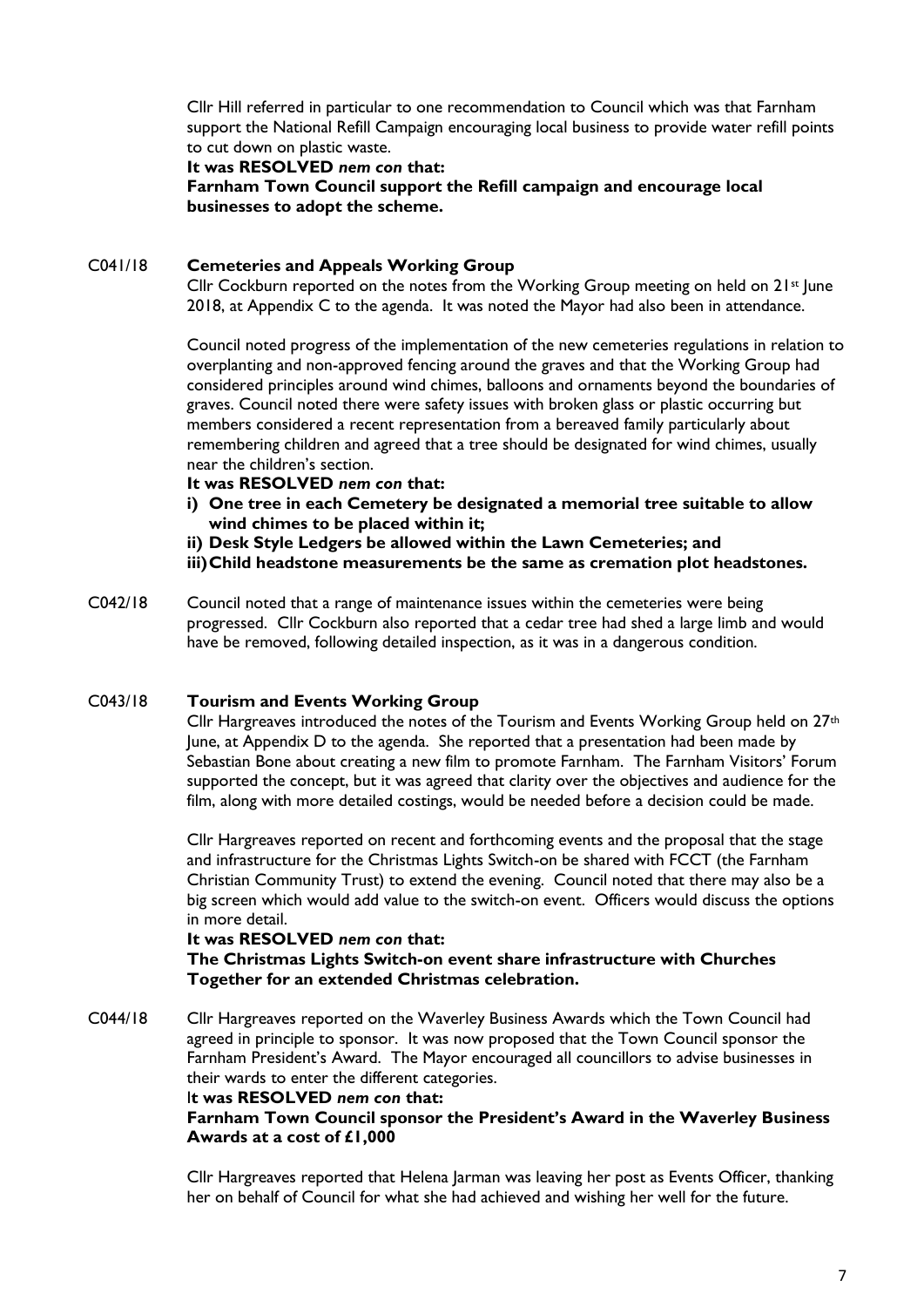Cllr Hill referred in particular to one recommendation to Council which was that Farnham support the National Refill Campaign encouraging local business to provide water refill points to cut down on plastic waste.

**It was RESOLVED *nem con* that:**
**Farnham Town Council support the Refill campaign and encourage local businesses to adopt the scheme.**

C041/18 **Cemeteries and Appeals Working Group**

Cllr Cockburn reported on the notes from the Working Group meeting on held on 21st June 2018, at Appendix C to the agenda. It was noted the Mayor had also been in attendance.

Council noted progress of the implementation of the new cemeteries regulations in relation to overplanting and non-approved fencing around the graves and that the Working Group had considered principles around wind chimes, balloons and ornaments beyond the boundaries of graves. Council noted there were safety issues with broken glass or plastic occurring but members considered a recent representation from a bereaved family particularly about remembering children and agreed that a tree should be designated for wind chimes, usually near the children's section.

**It was RESOLVED *nem con* that:**

**i) One tree in each Cemetery be designated a memorial tree suitable to allow wind chimes to be placed within it;**

**ii) Desk Style Ledgers be allowed within the Lawn Cemeteries; and**

**iii) Child headstone measurements be the same as cremation plot headstones.**

C042/18 Council noted that a range of maintenance issues within the cemeteries were being progressed. Cllr Cockburn also reported that a cedar tree had shed a large limb and would have be removed, following detailed inspection, as it was in a dangerous condition.

C043/18 **Tourism and Events Working Group**

Cllr Hargreaves introduced the notes of the Tourism and Events Working Group held on 27th June, at Appendix D to the agenda. She reported that a presentation had been made by Sebastian Bone about creating a new film to promote Farnham. The Farnham Visitors' Forum supported the concept, but it was agreed that clarity over the objectives and audience for the film, along with more detailed costings, would be needed before a decision could be made.

Cllr Hargreaves reported on recent and forthcoming events and the proposal that the stage and infrastructure for the Christmas Lights Switch-on be shared with FCCT (the Farnham Christian Community Trust) to extend the evening. Council noted that there may also be a big screen which would add value to the switch-on event. Officers would discuss the options in more detail.

**It was RESOLVED *nem con* that:**
**The Christmas Lights Switch-on event share infrastructure with Churches Together for an extended Christmas celebration.**

C044/18 Cllr Hargreaves reported on the Waverley Business Awards which the Town Council had agreed in principle to sponsor. It was now proposed that the Town Council sponsor the Farnham President's Award. The Mayor encouraged all councillors to advise businesses in their wards to enter the different categories.

**It was RESOLVED *nem con* that:**
**Farnham Town Council sponsor the President's Award in the Waverley Business Awards at a cost of £1,000**

Cllr Hargreaves reported that Helena Jarman was leaving her post as Events Officer, thanking her on behalf of Council for what she had achieved and wishing her well for the future.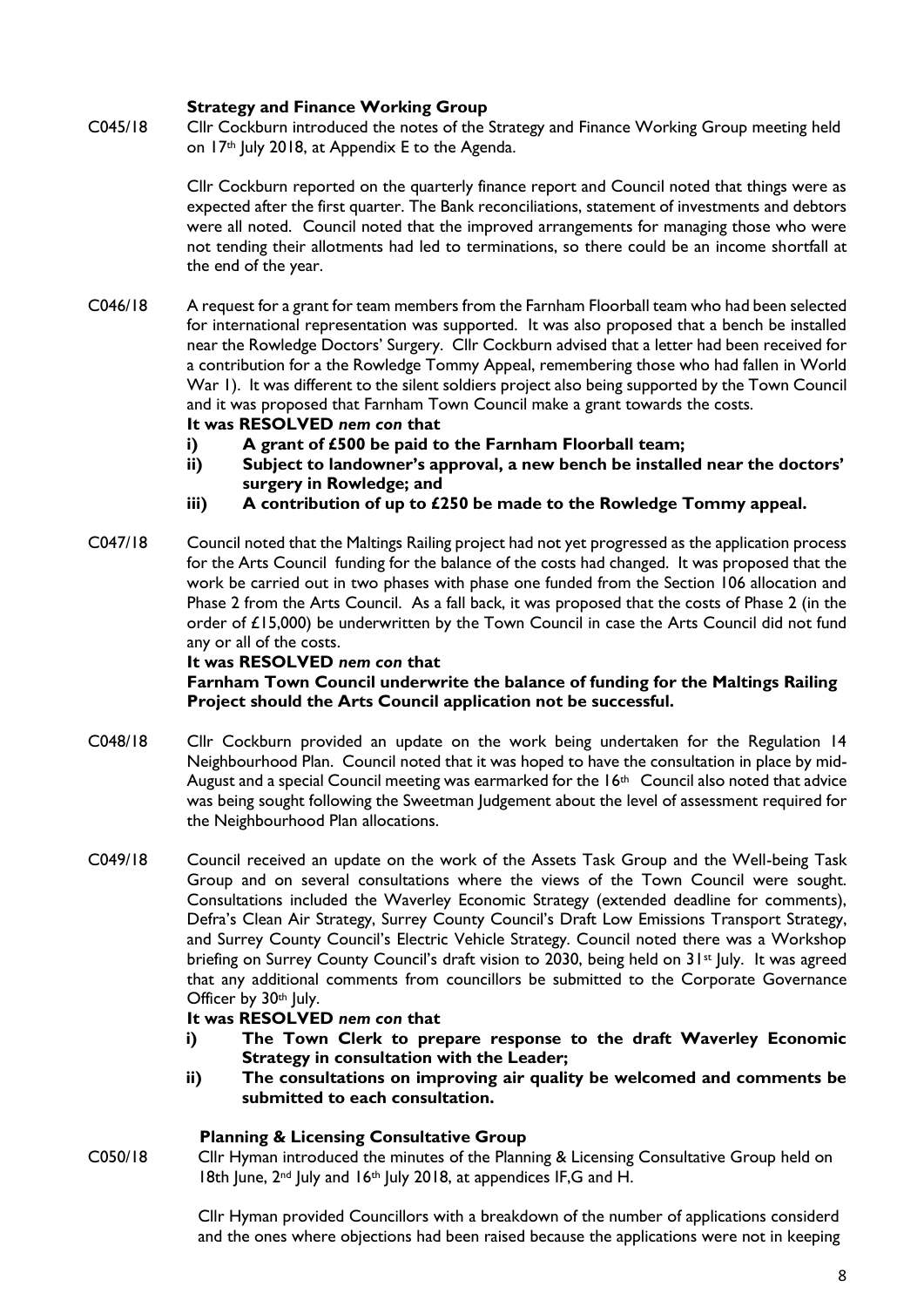**Strategy and Finance Working Group**

C045/18 Cllr Cockburn introduced the notes of the Strategy and Finance Working Group meeting held on 17th July 2018, at Appendix E to the Agenda.

Cllr Cockburn reported on the quarterly finance report and Council noted that things were as expected after the first quarter. The Bank reconciliations, statement of investments and debtors were all noted. Council noted that the improved arrangements for managing those who were not tending their allotments had led to terminations, so there could be an income shortfall at the end of the year.

C046/18 A request for a grant for team members from the Farnham Floorball team who had been selected for international representation was supported. It was also proposed that a bench be installed near the Rowledge Doctors' Surgery. Cllr Cockburn advised that a letter had been received for a contribution for a the Rowledge Tommy Appeal, remembering those who had fallen in World War 1). It was different to the silent soldiers project also being supported by the Town Council and it was proposed that Farnham Town Council make a grant towards the costs.

**It was RESOLVED *nem con* that**

**i) A grant of £500 be paid to the Farnham Floorball team;**

**ii) Subject to landowner's approval, a new bench be installed near the doctors' surgery in Rowledge; and**

**iii) A contribution of up to £250 be made to the Rowledge Tommy appeal.**

C047/18 Council noted that the Maltings Railing project had not yet progressed as the application process for the Arts Council funding for the balance of the costs had changed. It was proposed that the work be carried out in two phases with phase one funded from the Section 106 allocation and Phase 2 from the Arts Council. As a fall back, it was proposed that the costs of Phase 2 (in the order of £15,000) be underwritten by the Town Council in case the Arts Council did not fund any or all of the costs.

**It was RESOLVED *nem con* that**

**Farnham Town Council underwrite the balance of funding for the Maltings Railing Project should the Arts Council application not be successful.**

C048/18 Cllr Cockburn provided an update on the work being undertaken for the Regulation 14 Neighbourhood Plan. Council noted that it was hoped to have the consultation in place by mid-August and a special Council meeting was earmarked for the 16th Council also noted that advice was being sought following the Sweetman Judgement about the level of assessment required for the Neighbourhood Plan allocations.

C049/18 Council received an update on the work of the Assets Task Group and the Well-being Task Group and on several consultations where the views of the Town Council were sought. Consultations included the Waverley Economic Strategy (extended deadline for comments), Defra's Clean Air Strategy, Surrey County Council's Draft Low Emissions Transport Strategy, and Surrey County Council's Electric Vehicle Strategy. Council noted there was a Workshop briefing on Surrey County Council's draft vision to 2030, being held on 31st July. It was agreed that any additional comments from councillors be submitted to the Corporate Governance Officer by 30th July.

**It was RESOLVED *nem con* that**

**i) The Town Clerk to prepare response to the draft Waverley Economic Strategy in consultation with the Leader;**

**ii) The consultations on improving air quality be welcomed and comments be submitted to each consultation.**

**Planning & Licensing Consultative Group**

C050/18 Cllr Hyman introduced the minutes of the Planning & Licensing Consultative Group held on 18th June, 2nd July and 16th July 2018, at appendices IF,G and H.

Cllr Hyman provided Councillors with a breakdown of the number of applications considerd and the ones where objections had been raised because the applications were not in keeping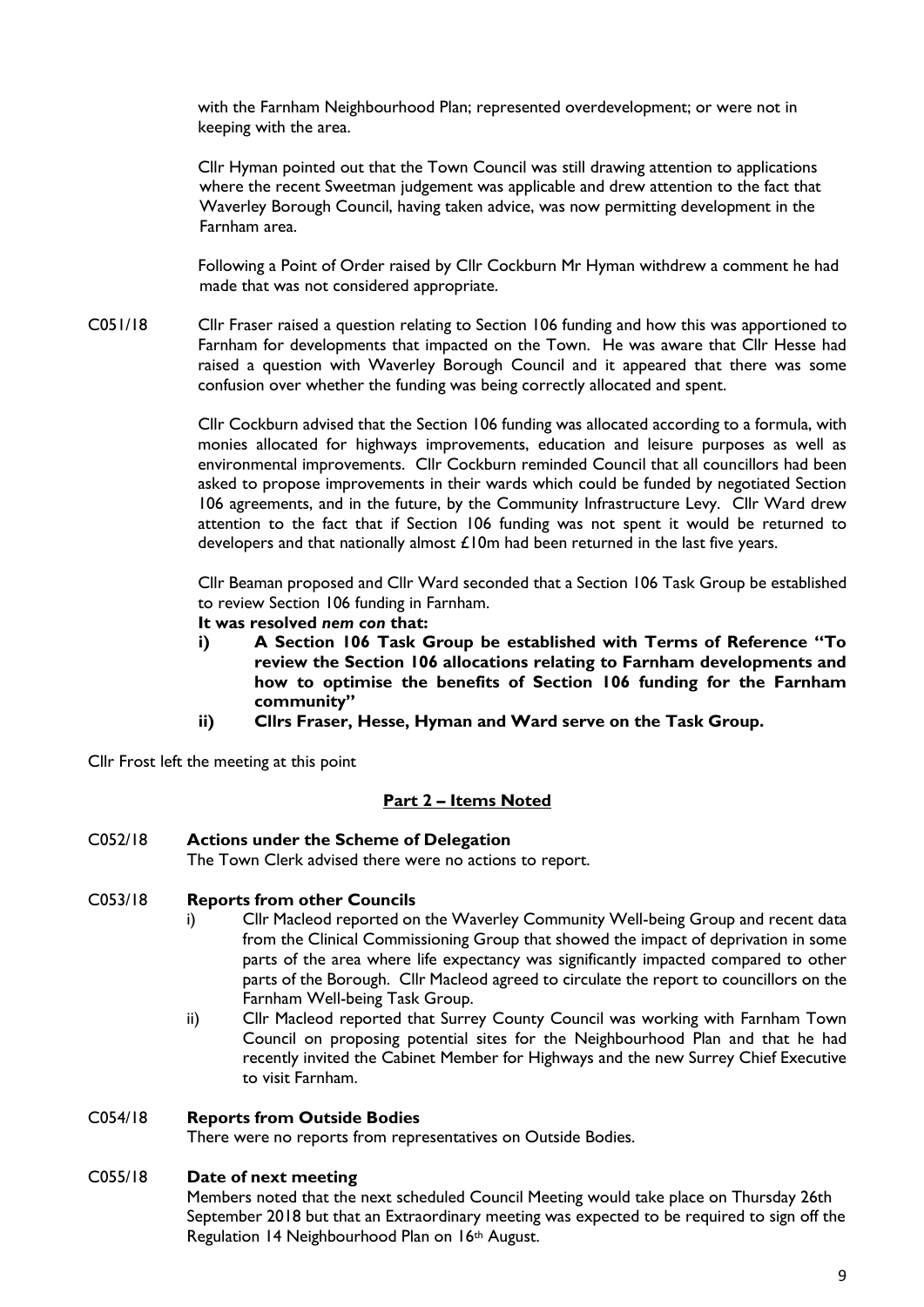with the Farnham Neighbourhood Plan; represented overdevelopment; or were not in keeping with the area.

Cllr Hyman pointed out that the Town Council was still drawing attention to applications where the recent Sweetman judgement was applicable and drew attention to the fact that Waverley Borough Council, having taken advice, was now permitting development in the Farnham area.

Following a Point of Order raised by Cllr Cockburn Mr Hyman withdrew a comment he had made that was not considered appropriate.

C051/18 Cllr Fraser raised a question relating to Section 106 funding and how this was apportioned to Farnham for developments that impacted on the Town. He was aware that Cllr Hesse had raised a question with Waverley Borough Council and it appeared that there was some confusion over whether the funding was being correctly allocated and spent.

Cllr Cockburn advised that the Section 106 funding was allocated according to a formula, with monies allocated for highways improvements, education and leisure purposes as well as environmental improvements. Cllr Cockburn reminded Council that all councillors had been asked to propose improvements in their wards which could be funded by negotiated Section 106 agreements, and in the future, by the Community Infrastructure Levy. Cllr Ward drew attention to the fact that if Section 106 funding was not spent it would be returned to developers and that nationally almost £10m had been returned in the last five years.

Cllr Beaman proposed and Cllr Ward seconded that a Section 106 Task Group be established to review Section 106 funding in Farnham.

**It was resolved *nem con* that:**

- **i) A Section 106 Task Group be established with Terms of Reference "To review the Section 106 allocations relating to Farnham developments and how to optimise the benefits of Section 106 funding for the Farnham community"**
- **ii) Cllrs Fraser, Hesse, Hyman and Ward serve on the Task Group.**

Cllr Frost left the meeting at this point

## Part 2 – Items Noted

**C052/18 Actions under the Scheme of Delegation**

The Town Clerk advised there were no actions to report.

**C053/18 Reports from other Councils**

- i) Cllr Macleod reported on the Waverley Community Well-being Group and recent data from the Clinical Commissioning Group that showed the impact of deprivation in some parts of the area where life expectancy was significantly impacted compared to other parts of the Borough. Cllr Macleod agreed to circulate the report to councillors on the Farnham Well-being Task Group.
- ii) Cllr Macleod reported that Surrey County Council was working with Farnham Town Council on proposing potential sites for the Neighbourhood Plan and that he had recently invited the Cabinet Member for Highways and the new Surrey Chief Executive to visit Farnham.

**C054/18 Reports from Outside Bodies**

There were no reports from representatives on Outside Bodies.

**C055/18 Date of next meeting**

Members noted that the next scheduled Council Meeting would take place on Thursday 26th September 2018 but that an Extraordinary meeting was expected to be required to sign off the Regulation 14 Neighbourhood Plan on 16th August.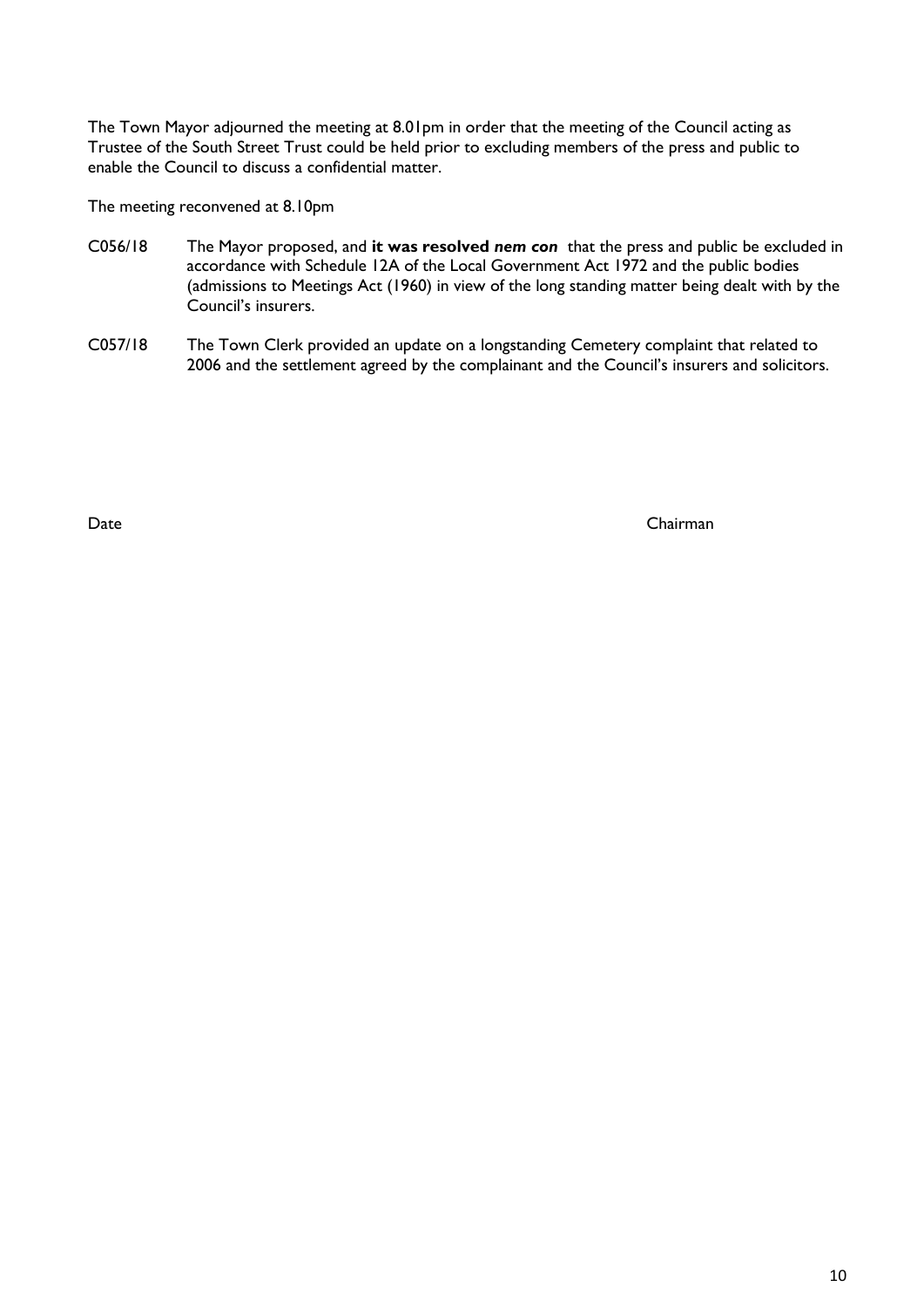The Town Mayor adjourned the meeting at 8.01pm in order that the meeting of the Council acting as Trustee of the South Street Trust could be held prior to excluding members of the press and public to enable the Council to discuss a confidential matter.

The meeting reconvened at 8.10pm

C056/18 The Mayor proposed, and **it was resolved *nem con*** that the press and public be excluded in accordance with Schedule 12A of the Local Government Act 1972 and the public bodies (admissions to Meetings Act (1960) in view of the long standing matter being dealt with by the Council's insurers.

C057/18 The Town Clerk provided an update on a longstanding Cemetery complaint that related to 2006 and the settlement agreed by the complainant and the Council's insurers and solicitors.

Date Chairman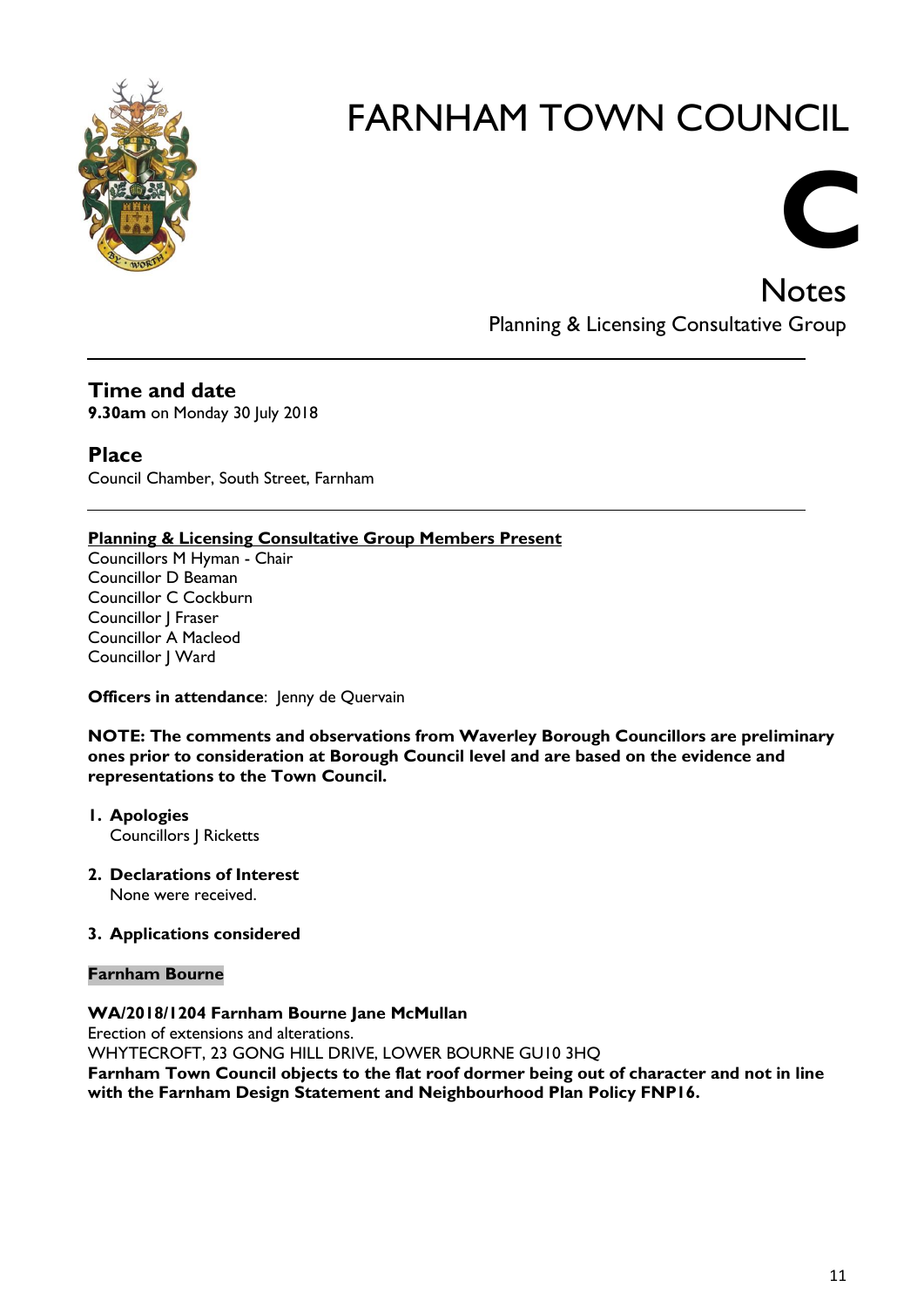# FARNHAM TOWN COUNCIL

**C**

## Notes

Planning & Licensing Consultative Group

---

### Time and date

**9.30am** on Monday 30 July 2018

### Place

Council Chamber, South Street, Farnham

---

**Planning & Licensing Consultative Group Members Present**

Councillors M Hyman - Chair
Councillor D Beaman
Councillor C Cockburn
Councillor J Fraser
Councillor A Macleod
Councillor J Ward

**Officers in attendance**: Jenny de Quervain

**NOTE: The comments and observations from Waverley Borough Councillors are preliminary ones prior to consideration at Borough Council level and are based on the evidence and representations to the Town Council.**

1. **Apologies**
   Councillors J Ricketts

2. **Declarations of Interest**
   None were received.

3. **Applications considered**

**Farnham Bourne**

**WA/2018/1204 Farnham Bourne Jane McMullan**
Erection of extensions and alterations.
WHYTECROFT, 23 GONG HILL DRIVE, LOWER BOURNE GU10 3HQ
**Farnham Town Council objects to the flat roof dormer being out of character and not in line with the Farnham Design Statement and Neighbourhood Plan Policy FNP16.**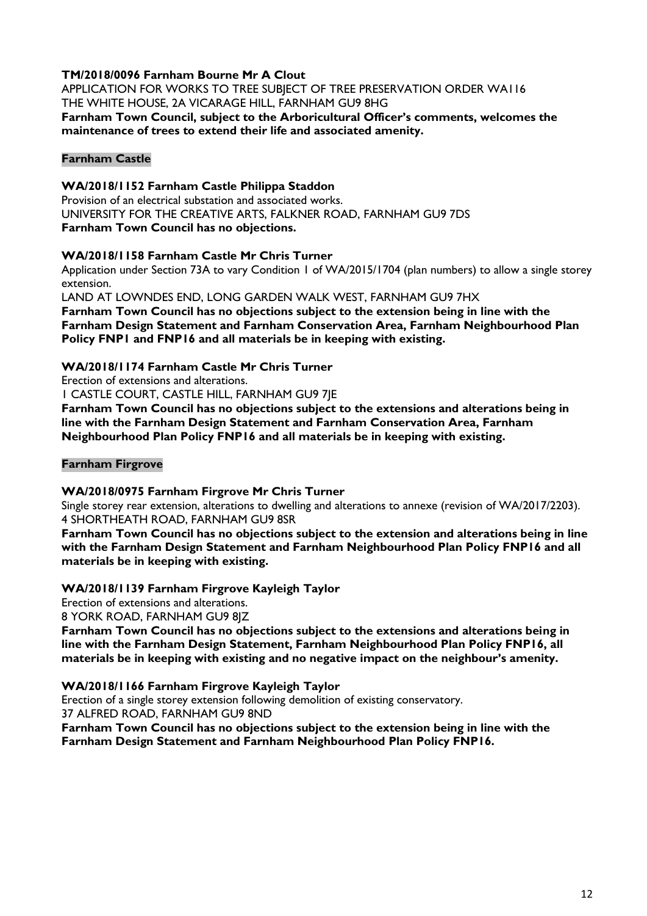**TM/2018/0096 Farnham Bourne Mr A Clout**
APPLICATION FOR WORKS TO TREE SUBJECT OF TREE PRESERVATION ORDER WA116
THE WHITE HOUSE, 2A VICARAGE HILL, FARNHAM GU9 8HG
**Farnham Town Council, subject to the Arboricultural Officer's comments, welcomes the maintenance of trees to extend their life and associated amenity.**

### Farnham Castle

**WA/2018/1152 Farnham Castle Philippa Staddon**
Provision of an electrical substation and associated works.
UNIVERSITY FOR THE CREATIVE ARTS, FALKNER ROAD, FARNHAM GU9 7DS
**Farnham Town Council has no objections.**

**WA/2018/1158 Farnham Castle Mr Chris Turner**
Application under Section 73A to vary Condition 1 of WA/2015/1704 (plan numbers) to allow a single storey extension.
LAND AT LOWNDES END, LONG GARDEN WALK WEST, FARNHAM GU9 7HX
**Farnham Town Council has no objections subject to the extension being in line with the Farnham Design Statement and Farnham Conservation Area, Farnham Neighbourhood Plan Policy FNP1 and FNP16 and all materials be in keeping with existing.**

**WA/2018/1174 Farnham Castle Mr Chris Turner**
Erection of extensions and alterations.
1 CASTLE COURT, CASTLE HILL, FARNHAM GU9 7JE
**Farnham Town Council has no objections subject to the extensions and alterations being in line with the Farnham Design Statement and Farnham Conservation Area, Farnham Neighbourhood Plan Policy FNP16 and all materials be in keeping with existing.**

### Farnham Firgrove

**WA/2018/0975 Farnham Firgrove Mr Chris Turner**
Single storey rear extension, alterations to dwelling and alterations to annexe (revision of WA/2017/2203).
4 SHORTHEATH ROAD, FARNHAM GU9 8SR
**Farnham Town Council has no objections subject to the extension and alterations being in line with the Farnham Design Statement and Farnham Neighbourhood Plan Policy FNP16 and all materials be in keeping with existing.**

**WA/2018/1139 Farnham Firgrove Kayleigh Taylor**
Erection of extensions and alterations.
8 YORK ROAD, FARNHAM GU9 8JZ
**Farnham Town Council has no objections subject to the extensions and alterations being in line with the Farnham Design Statement, Farnham Neighbourhood Plan Policy FNP16, all materials be in keeping with existing and no negative impact on the neighbour's amenity.**

**WA/2018/1166 Farnham Firgrove Kayleigh Taylor**
Erection of a single storey extension following demolition of existing conservatory.
37 ALFRED ROAD, FARNHAM GU9 8ND
**Farnham Town Council has no objections subject to the extension being in line with the Farnham Design Statement and Farnham Neighbourhood Plan Policy FNP16.**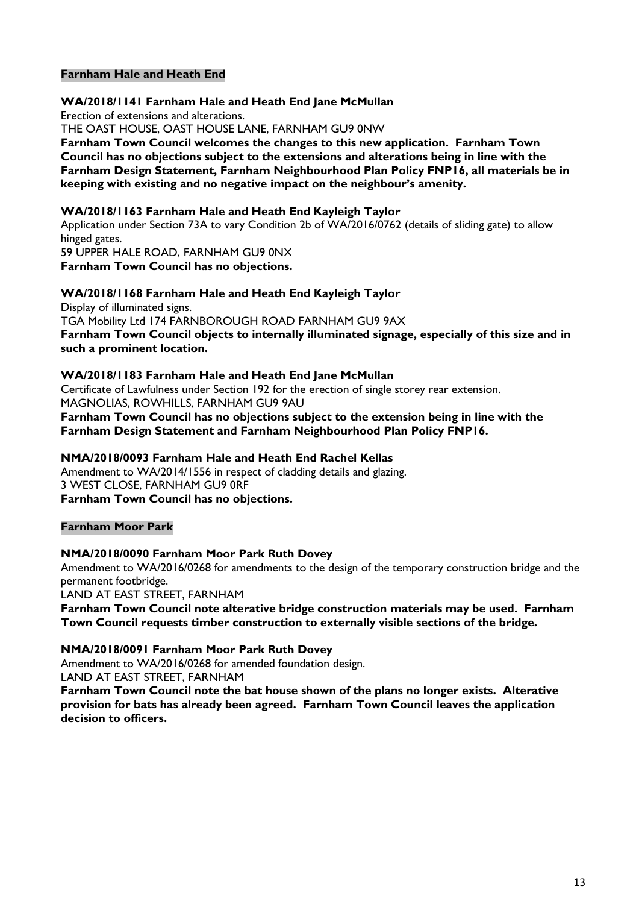**Farnham Hale and Heath End**

**WA/2018/1141 Farnham Hale and Heath End Jane McMullan**

Erection of extensions and alterations.

THE OAST HOUSE, OAST HOUSE LANE, FARNHAM GU9 0NW

**Farnham Town Council welcomes the changes to this new application. Farnham Town Council has no objections subject to the extensions and alterations being in line with the Farnham Design Statement, Farnham Neighbourhood Plan Policy FNP16, all materials be in keeping with existing and no negative impact on the neighbour's amenity.**

**WA/2018/1163 Farnham Hale and Heath End Kayleigh Taylor**

Application under Section 73A to vary Condition 2b of WA/2016/0762 (details of sliding gate) to allow hinged gates.

59 UPPER HALE ROAD, FARNHAM GU9 0NX

**Farnham Town Council has no objections.**

**WA/2018/1168 Farnham Hale and Heath End Kayleigh Taylor**

Display of illuminated signs.

TGA Mobility Ltd 174 FARNBOROUGH ROAD FARNHAM GU9 9AX

**Farnham Town Council objects to internally illuminated signage, especially of this size and in such a prominent location.**

**WA/2018/1183 Farnham Hale and Heath End Jane McMullan**

Certificate of Lawfulness under Section 192 for the erection of single storey rear extension.

MAGNOLIAS, ROWHILLS, FARNHAM GU9 9AU

**Farnham Town Council has no objections subject to the extension being in line with the Farnham Design Statement and Farnham Neighbourhood Plan Policy FNP16.**

**NMA/2018/0093 Farnham Hale and Heath End Rachel Kellas**

Amendment to WA/2014/1556 in respect of cladding details and glazing.

3 WEST CLOSE, FARNHAM GU9 0RF

**Farnham Town Council has no objections.**

**Farnham Moor Park**

**NMA/2018/0090 Farnham Moor Park Ruth Dovey**

Amendment to WA/2016/0268 for amendments to the design of the temporary construction bridge and the permanent footbridge.

LAND AT EAST STREET, FARNHAM

**Farnham Town Council note alterative bridge construction materials may be used. Farnham Town Council requests timber construction to externally visible sections of the bridge.**

**NMA/2018/0091 Farnham Moor Park Ruth Dovey**

Amendment to WA/2016/0268 for amended foundation design.

LAND AT EAST STREET, FARNHAM

**Farnham Town Council note the bat house shown of the plans no longer exists. Alterative provision for bats has already been agreed. Farnham Town Council leaves the application decision to officers.**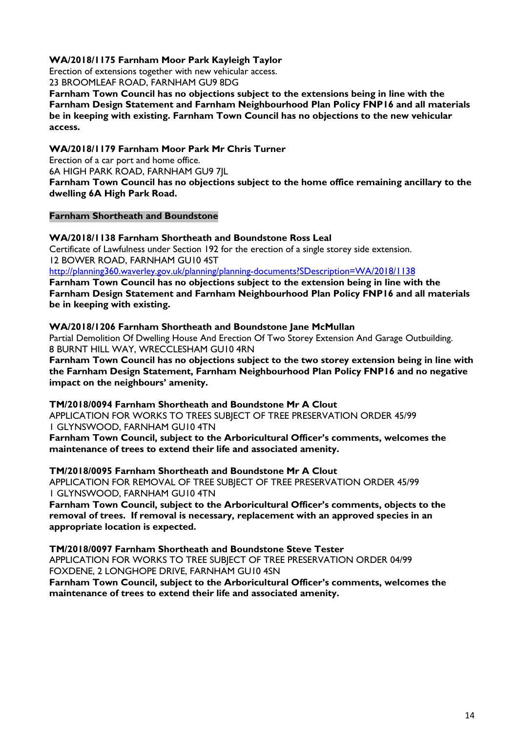**WA/2018/1175 Farnham Moor Park Kayleigh Taylor**
Erection of extensions together with new vehicular access.
23 BROOMLEAF ROAD, FARNHAM GU9 8DG
**Farnham Town Council has no objections subject to the extensions being in line with the Farnham Design Statement and Farnham Neighbourhood Plan Policy FNP16 and all materials be in keeping with existing. Farnham Town Council has no objections to the new vehicular access.**

**WA/2018/1179 Farnham Moor Park Mr Chris Turner**
Erection of a car port and home office.
6A HIGH PARK ROAD, FARNHAM GU9 7JL
**Farnham Town Council has no objections subject to the home office remaining ancillary to the dwelling 6A High Park Road.**

**Farnham Shortheath and Boundstone**

**WA/2018/1138 Farnham Shortheath and Boundstone Ross Leal**
Certificate of Lawfulness under Section 192 for the erection of a single storey side extension.
12 BOWER ROAD, FARNHAM GU10 4ST
http://planning360.waverley.gov.uk/planning/planning-documents?SDescription=WA/2018/1138
**Farnham Town Council has no objections subject to the extension being in line with the Farnham Design Statement and Farnham Neighbourhood Plan Policy FNP16 and all materials be in keeping with existing.**

**WA/2018/1206 Farnham Shortheath and Boundstone Jane McMullan**
Partial Demolition Of Dwelling House And Erection Of Two Storey Extension And Garage Outbuilding.
8 BURNT HILL WAY, WRECCLESHAM GU10 4RN
**Farnham Town Council has no objections subject to the two storey extension being in line with the Farnham Design Statement, Farnham Neighbourhood Plan Policy FNP16 and no negative impact on the neighbours' amenity.**

**TM/2018/0094 Farnham Shortheath and Boundstone Mr A Clout**
APPLICATION FOR WORKS TO TREES SUBJECT OF TREE PRESERVATION ORDER 45/99
1 GLYNSWOOD, FARNHAM GU10 4TN
**Farnham Town Council, subject to the Arboricultural Officer's comments, welcomes the maintenance of trees to extend their life and associated amenity.**

**TM/2018/0095 Farnham Shortheath and Boundstone Mr A Clout**
APPLICATION FOR REMOVAL OF TREE SUBJECT OF TREE PRESERVATION ORDER 45/99
1 GLYNSWOOD, FARNHAM GU10 4TN
**Farnham Town Council, subject to the Arboricultural Officer's comments, objects to the removal of trees. If removal is necessary, replacement with an approved species in an appropriate location is expected.**

**TM/2018/0097 Farnham Shortheath and Boundstone Steve Tester**
APPLICATION FOR WORKS TO TREE SUBJECT OF TREE PRESERVATION ORDER 04/99
FOXDENE, 2 LONGHOPE DRIVE, FARNHAM GU10 4SN
**Farnham Town Council, subject to the Arboricultural Officer's comments, welcomes the maintenance of trees to extend their life and associated amenity.**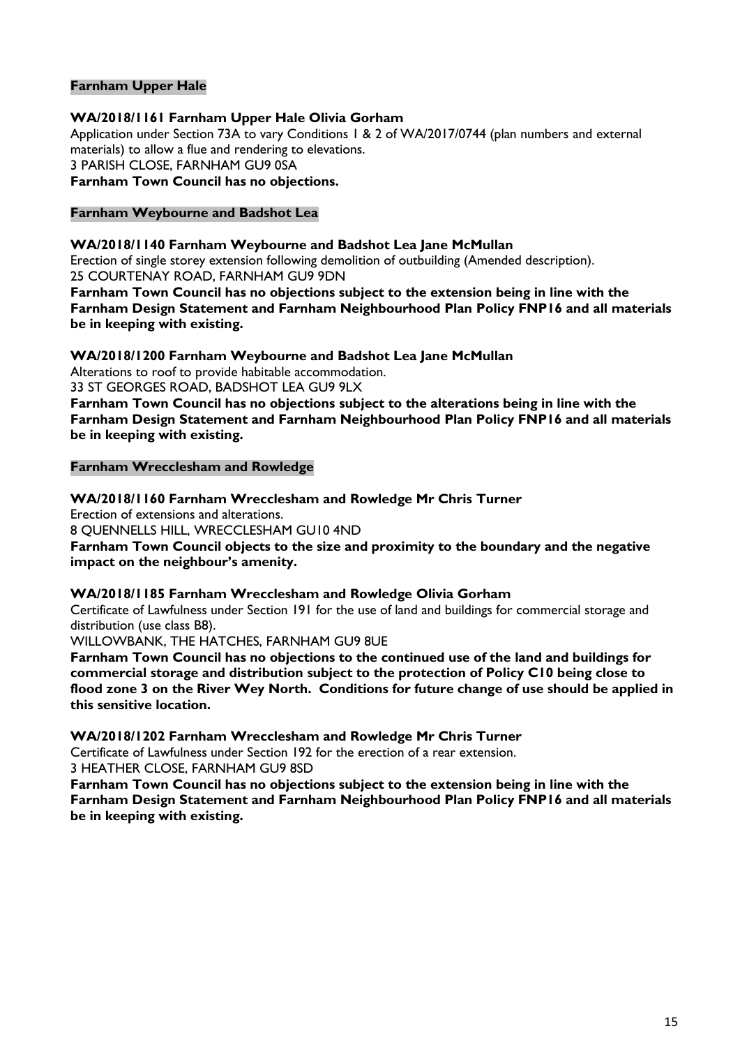**Farnham Upper Hale**

**WA/2018/1161 Farnham Upper Hale Olivia Gorham**

Application under Section 73A to vary Conditions 1 & 2 of WA/2017/0744 (plan numbers and external materials) to allow a flue and rendering to elevations.

3 PARISH CLOSE, FARNHAM GU9 0SA

**Farnham Town Council has no objections.**

**Farnham Weybourne and Badshot Lea**

**WA/2018/1140 Farnham Weybourne and Badshot Lea Jane McMullan**

Erection of single storey extension following demolition of outbuilding (Amended description).

25 COURTENAY ROAD, FARNHAM GU9 9DN

**Farnham Town Council has no objections subject to the extension being in line with the Farnham Design Statement and Farnham Neighbourhood Plan Policy FNP16 and all materials be in keeping with existing.**

**WA/2018/1200 Farnham Weybourne and Badshot Lea Jane McMullan**

Alterations to roof to provide habitable accommodation.

33 ST GEORGES ROAD, BADSHOT LEA GU9 9LX

**Farnham Town Council has no objections subject to the alterations being in line with the Farnham Design Statement and Farnham Neighbourhood Plan Policy FNP16 and all materials be in keeping with existing.**

**Farnham Wrecclesham and Rowledge**

**WA/2018/1160 Farnham Wrecclesham and Rowledge Mr Chris Turner**

Erection of extensions and alterations.

8 QUENNELLS HILL, WRECCLESHAM GU10 4ND

**Farnham Town Council objects to the size and proximity to the boundary and the negative impact on the neighbour's amenity.**

**WA/2018/1185 Farnham Wrecclesham and Rowledge Olivia Gorham**

Certificate of Lawfulness under Section 191 for the use of land and buildings for commercial storage and distribution (use class B8).

WILLOWBANK, THE HATCHES, FARNHAM GU9 8UE

**Farnham Town Council has no objections to the continued use of the land and buildings for commercial storage and distribution subject to the protection of Policy C10 being close to flood zone 3 on the River Wey North. Conditions for future change of use should be applied in this sensitive location.**

**WA/2018/1202 Farnham Wrecclesham and Rowledge Mr Chris Turner**

Certificate of Lawfulness under Section 192 for the erection of a rear extension.

3 HEATHER CLOSE, FARNHAM GU9 8SD

**Farnham Town Council has no objections subject to the extension being in line with the Farnham Design Statement and Farnham Neighbourhood Plan Policy FNP16 and all materials be in keeping with existing.**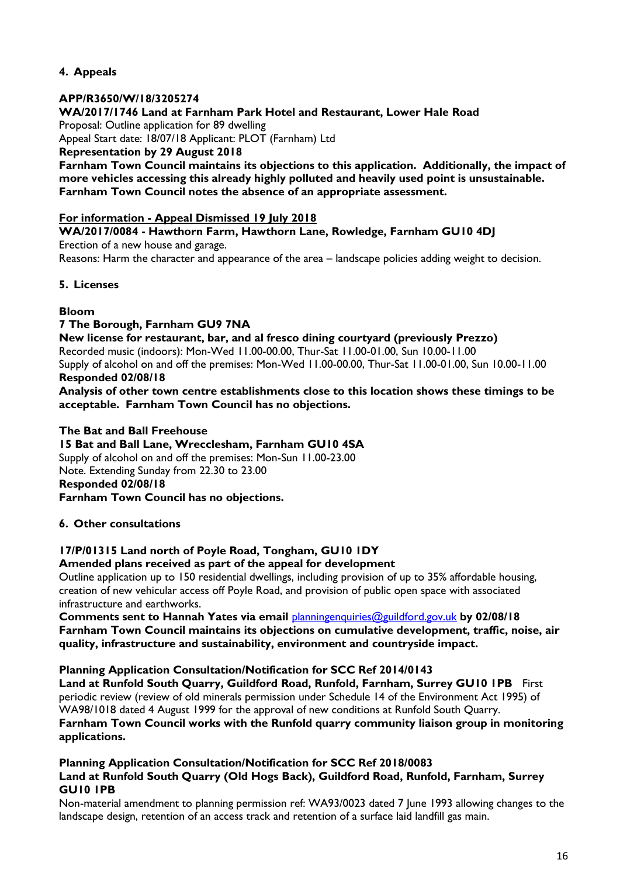## 4. Appeals

**APP/R3650/W/18/3205274**

**WA/2017/1746 Land at Farnham Park Hotel and Restaurant, Lower Hale Road**

Proposal: Outline application for 89 dwelling

Appeal Start date: 18/07/18 Applicant: PLOT (Farnham) Ltd

**Representation by 29 August 2018**

**Farnham Town Council maintains its objections to this application. Additionally, the impact of more vehicles accessing this already highly polluted and heavily used point is unsustainable. Farnham Town Council notes the absence of an appropriate assessment.**

**For information - Appeal Dismissed 19 July 2018**

**WA/2017/0084 - Hawthorn Farm, Hawthorn Lane, Rowledge, Farnham GU10 4DJ**

Erection of a new house and garage.

Reasons: Harm the character and appearance of the area – landscape policies adding weight to decision.

## 5. Licenses

**Bloom**

**7 The Borough, Farnham GU9 7NA**

**New license for restaurant, bar, and al fresco dining courtyard (previously Prezzo)**

Recorded music (indoors): Mon-Wed 11.00-00.00, Thur-Sat 11.00-01.00, Sun 10.00-11.00

Supply of alcohol on and off the premises: Mon-Wed 11.00-00.00, Thur-Sat 11.00-01.00, Sun 10.00-11.00

**Responded 02/08/18**

**Analysis of other town centre establishments close to this location shows these timings to be acceptable. Farnham Town Council has no objections.**

**The Bat and Ball Freehouse**

**15 Bat and Ball Lane, Wrecclesham, Farnham GU10 4SA**

Supply of alcohol on and off the premises: Mon-Sun 11.00-23.00

Note. Extending Sunday from 22.30 to 23.00

**Responded 02/08/18**

**Farnham Town Council has no objections.**

## 6. Other consultations

**17/P/01315 Land north of Poyle Road, Tongham, GU10 1DY**

**Amended plans received as part of the appeal for development**

Outline application up to 150 residential dwellings, including provision of up to 35% affordable housing, creation of new vehicular access off Poyle Road, and provision of public open space with associated infrastructure and earthworks.

**Comments sent to Hannah Yates via email** planningenquiries@guildford.gov.uk **by 02/08/18**

**Farnham Town Council maintains its objections on cumulative development, traffic, noise, air quality, infrastructure and sustainability, environment and countryside impact.**

**Planning Application Consultation/Notification for SCC Ref 2014/0143**

**Land at Runfold South Quarry, Guildford Road, Runfold, Farnham, Surrey GU10 1PB** First periodic review (review of old minerals permission under Schedule 14 of the Environment Act 1995) of WA98/1018 dated 4 August 1999 for the approval of new conditions at Runfold South Quarry.

**Farnham Town Council works with the Runfold quarry community liaison group in monitoring applications.**

**Planning Application Consultation/Notification for SCC Ref 2018/0083**

**Land at Runfold South Quarry (Old Hogs Back), Guildford Road, Runfold, Farnham, Surrey GU10 1PB**

Non-material amendment to planning permission ref: WA93/0023 dated 7 June 1993 allowing changes to the landscape design, retention of an access track and retention of a surface laid landfill gas main.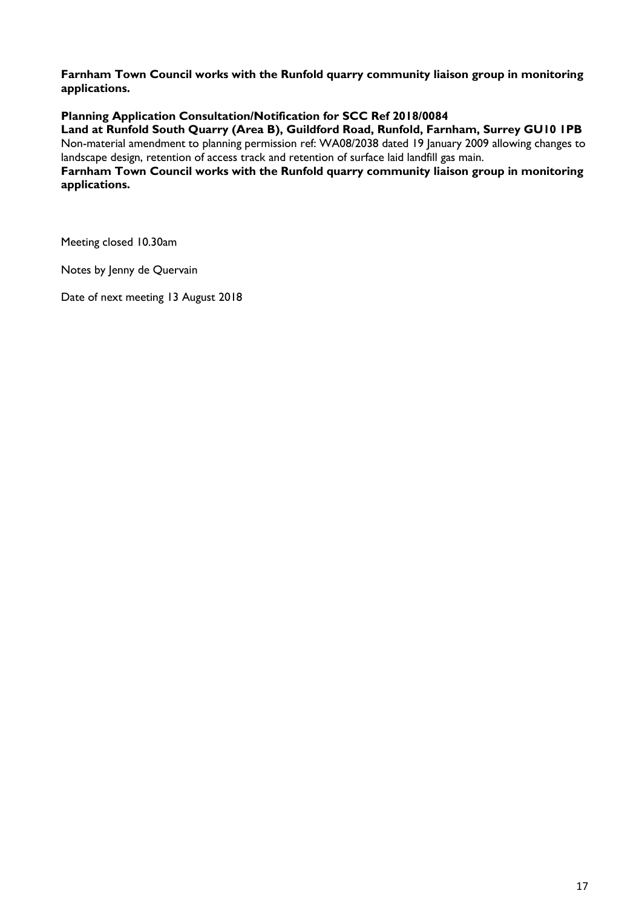**Farnham Town Council works with the Runfold quarry community liaison group in monitoring applications.**

**Planning Application Consultation/Notification for SCC Ref 2018/0084**

**Land at Runfold South Quarry (Area B), Guildford Road, Runfold, Farnham, Surrey GU10 1PB**

Non-material amendment to planning permission ref: WA08/2038 dated 19 January 2009 allowing changes to landscape design, retention of access track and retention of surface laid landfill gas main.

**Farnham Town Council works with the Runfold quarry community liaison group in monitoring applications.**

Meeting closed 10.30am

Notes by Jenny de Quervain

Date of next meeting 13 August 2018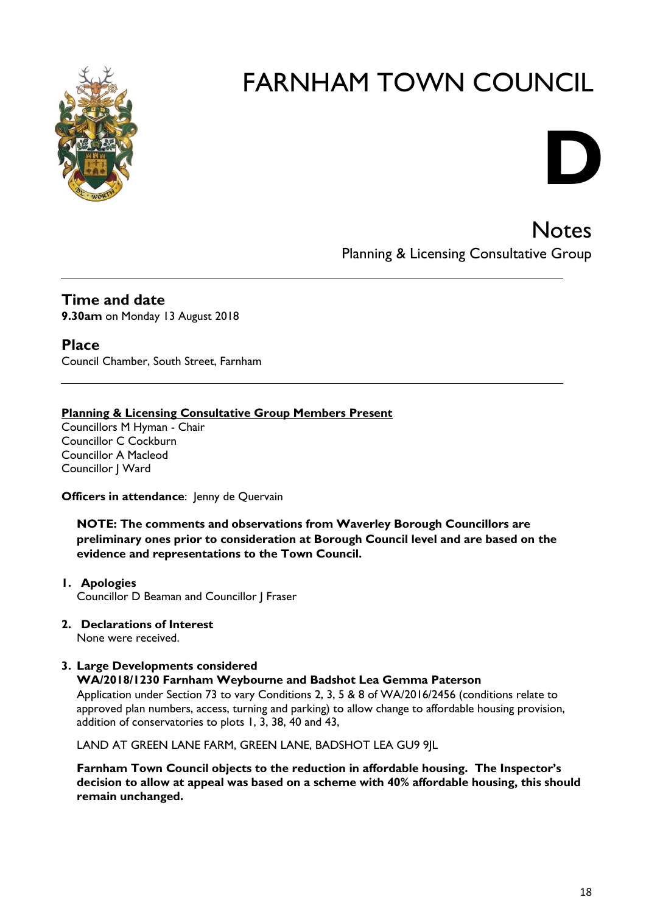# FARNHAM TOWN COUNCIL

**D**

## Notes

Planning & Licensing Consultative Group

---

### Time and date

**9.30am** on Monday 13 August 2018

### Place

Council Chamber, South Street, Farnham

---

**Planning & Licensing Consultative Group Members Present**

Councillors M Hyman - Chair
Councillor C Cockburn
Councillor A Macleod
Councillor J Ward

**Officers in attendance**: Jenny de Quervain

**NOTE: The comments and observations from Waverley Borough Councillors are preliminary ones prior to consideration at Borough Council level and are based on the evidence and representations to the Town Council.**

1. **Apologies**
   Councillor D Beaman and Councillor J Fraser

2. **Declarations of Interest**
   None were received.

3. **Large Developments considered**
   **WA/2018/1230 Farnham Weybourne and Badshot Lea Gemma Paterson**
   Application under Section 73 to vary Conditions 2, 3, 5 & 8 of WA/2016/2456 (conditions relate to approved plan numbers, access, turning and parking) to allow change to affordable housing provision, addition of conservatories to plots 1, 3, 38, 40 and 43,

   LAND AT GREEN LANE FARM, GREEN LANE, BADSHOT LEA GU9 9JL

   **Farnham Town Council objects to the reduction in affordable housing. The Inspector's decision to allow at appeal was based on a scheme with 40% affordable housing, this should remain unchanged.**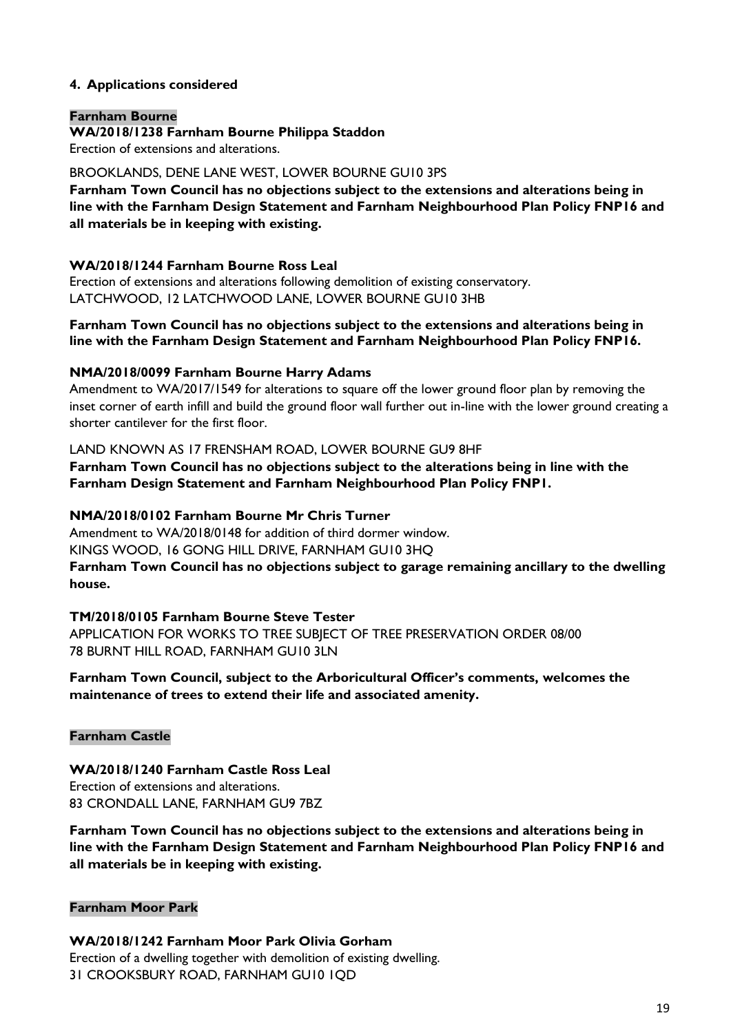**4. Applications considered**

**Farnham Bourne**

**WA/2018/1238 Farnham Bourne Philippa Staddon**
Erection of extensions and alterations.

BROOKLANDS, DENE LANE WEST, LOWER BOURNE GU10 3PS
**Farnham Town Council has no objections subject to the extensions and alterations being in line with the Farnham Design Statement and Farnham Neighbourhood Plan Policy FNP16 and all materials be in keeping with existing.**

**WA/2018/1244 Farnham Bourne Ross Leal**
Erection of extensions and alterations following demolition of existing conservatory.
LATCHWOOD, 12 LATCHWOOD LANE, LOWER BOURNE GU10 3HB

**Farnham Town Council has no objections subject to the extensions and alterations being in line with the Farnham Design Statement and Farnham Neighbourhood Plan Policy FNP16.**

**NMA/2018/0099 Farnham Bourne Harry Adams**
Amendment to WA/2017/1549 for alterations to square off the lower ground floor plan by removing the inset corner of earth infill and build the ground floor wall further out in-line with the lower ground creating a shorter cantilever for the first floor.

LAND KNOWN AS 17 FRENSHAM ROAD, LOWER BOURNE GU9 8HF
**Farnham Town Council has no objections subject to the alterations being in line with the Farnham Design Statement and Farnham Neighbourhood Plan Policy FNP1.**

**NMA/2018/0102 Farnham Bourne Mr Chris Turner**
Amendment to WA/2018/0148 for addition of third dormer window.
KINGS WOOD, 16 GONG HILL DRIVE, FARNHAM GU10 3HQ
**Farnham Town Council has no objections subject to garage remaining ancillary to the dwelling house.**

**TM/2018/0105 Farnham Bourne Steve Tester**
APPLICATION FOR WORKS TO TREE SUBJECT OF TREE PRESERVATION ORDER 08/00
78 BURNT HILL ROAD, FARNHAM GU10 3LN

**Farnham Town Council, subject to the Arboricultural Officer's comments, welcomes the maintenance of trees to extend their life and associated amenity.**

**Farnham Castle**

**WA/2018/1240 Farnham Castle Ross Leal**
Erection of extensions and alterations.
83 CRONDALL LANE, FARNHAM GU9 7BZ

**Farnham Town Council has no objections subject to the extensions and alterations being in line with the Farnham Design Statement and Farnham Neighbourhood Plan Policy FNP16 and all materials be in keeping with existing.**

**Farnham Moor Park**

**WA/2018/1242 Farnham Moor Park Olivia Gorham**
Erection of a dwelling together with demolition of existing dwelling.
31 CROOKSBURY ROAD, FARNHAM GU10 1QD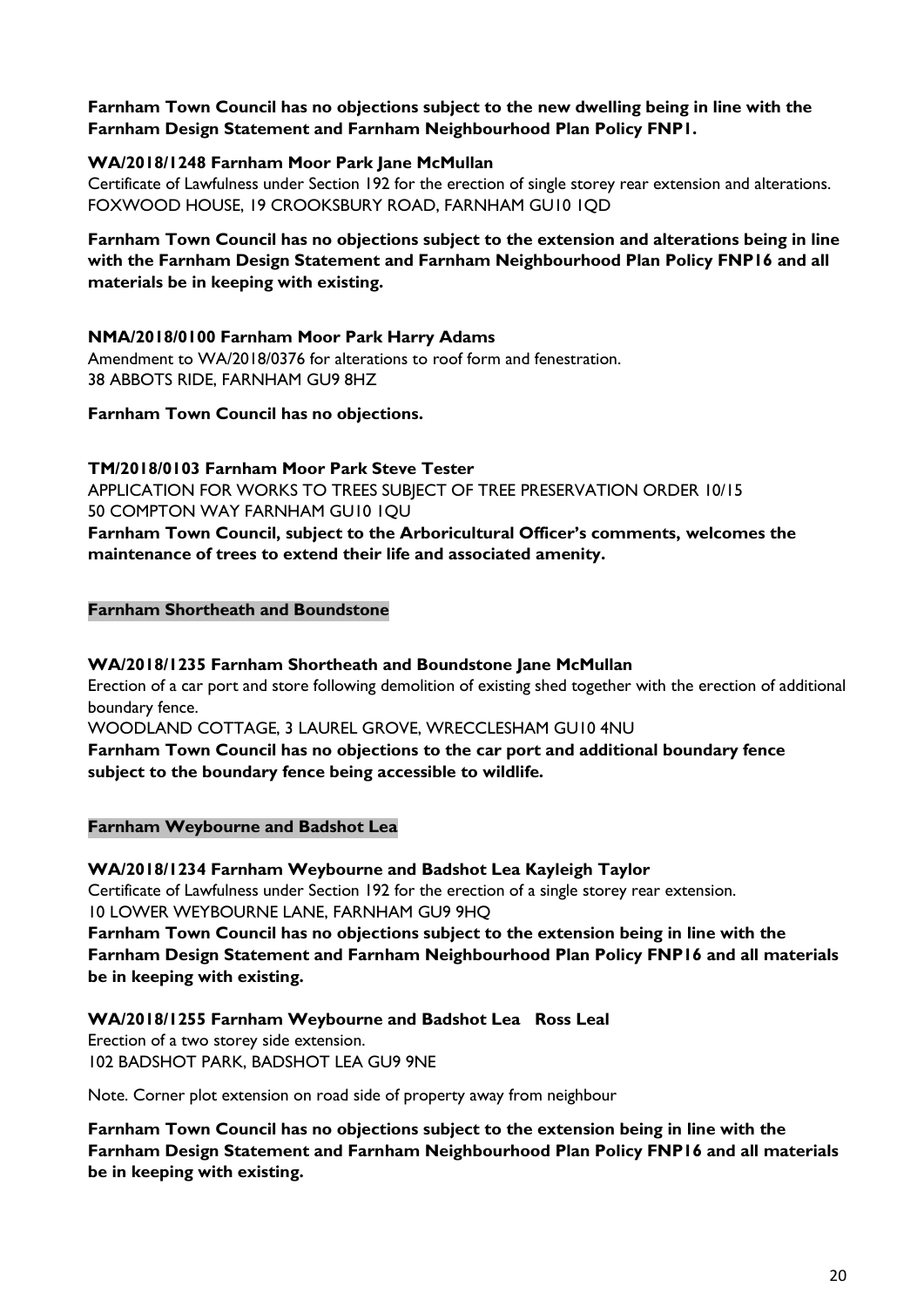**Farnham Town Council has no objections subject to the new dwelling being in line with the Farnham Design Statement and Farnham Neighbourhood Plan Policy FNP1.**

**WA/2018/1248 Farnham Moor Park Jane McMullan**

Certificate of Lawfulness under Section 192 for the erection of single storey rear extension and alterations.
FOXWOOD HOUSE, 19 CROOKSBURY ROAD, FARNHAM GU10 1QD

**Farnham Town Council has no objections subject to the extension and alterations being in line with the Farnham Design Statement and Farnham Neighbourhood Plan Policy FNP16 and all materials be in keeping with existing.**

**NMA/2018/0100 Farnham Moor Park Harry Adams**

Amendment to WA/2018/0376 for alterations to roof form and fenestration.
38 ABBOTS RIDE, FARNHAM GU9 8HZ

**Farnham Town Council has no objections.**

**TM/2018/0103 Farnham Moor Park Steve Tester**

APPLICATION FOR WORKS TO TREES SUBJECT OF TREE PRESERVATION ORDER 10/15
50 COMPTON WAY FARNHAM GU10 1QU

**Farnham Town Council, subject to the Arboricultural Officer's comments, welcomes the maintenance of trees to extend their life and associated amenity.**

## Farnham Shortheath and Boundstone

**WA/2018/1235 Farnham Shortheath and Boundstone Jane McMullan**

Erection of a car port and store following demolition of existing shed together with the erection of additional boundary fence.
WOODLAND COTTAGE, 3 LAUREL GROVE, WRECCLESHAM GU10 4NU

**Farnham Town Council has no objections to the car port and additional boundary fence subject to the boundary fence being accessible to wildlife.**

## Farnham Weybourne and Badshot Lea

**WA/2018/1234 Farnham Weybourne and Badshot Lea Kayleigh Taylor**

Certificate of Lawfulness under Section 192 for the erection of a single storey rear extension.
10 LOWER WEYBOURNE LANE, FARNHAM GU9 9HQ

**Farnham Town Council has no objections subject to the extension being in line with the Farnham Design Statement and Farnham Neighbourhood Plan Policy FNP16 and all materials be in keeping with existing.**

**WA/2018/1255 Farnham Weybourne and Badshot Lea Ross Leal**

Erection of a two storey side extension.
102 BADSHOT PARK, BADSHOT LEA GU9 9NE

Note. Corner plot extension on road side of property away from neighbour

**Farnham Town Council has no objections subject to the extension being in line with the Farnham Design Statement and Farnham Neighbourhood Plan Policy FNP16 and all materials be in keeping with existing.**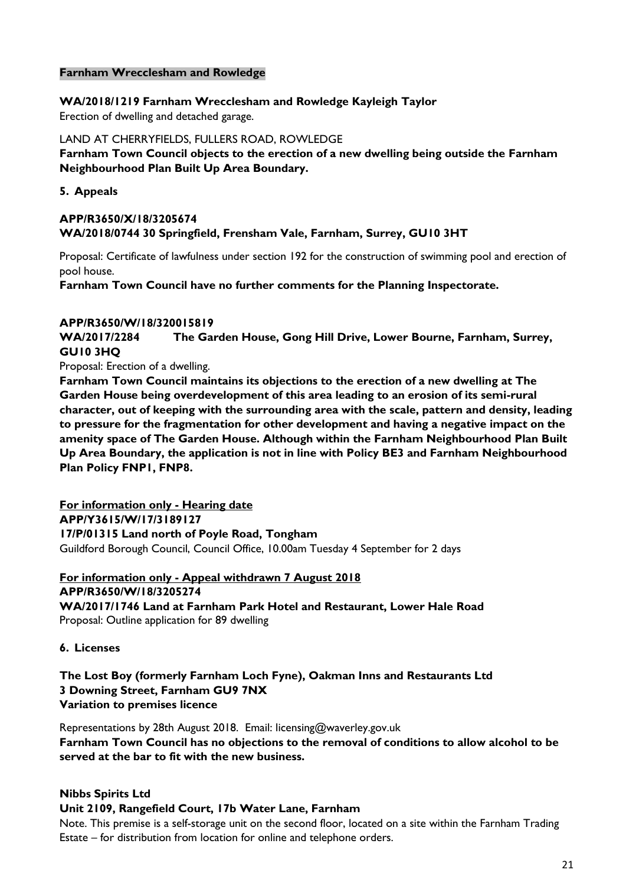**Farnham Wrecclesham and Rowledge**

**WA/2018/1219 Farnham Wrecclesham and Rowledge Kayleigh Taylor**
Erection of dwelling and detached garage.

LAND AT CHERRYFIELDS, FULLERS ROAD, ROWLEDGE
**Farnham Town Council objects to the erection of a new dwelling being outside the Farnham Neighbourhood Plan Built Up Area Boundary.**

## 5. Appeals

**APP/R3650/X/18/3205674**
**WA/2018/0744 30 Springfield, Frensham Vale, Farnham, Surrey, GU10 3HT**

Proposal: Certificate of lawfulness under section 192 for the construction of swimming pool and erection of pool house.
**Farnham Town Council have no further comments for the Planning Inspectorate.**

**APP/R3650/W/18/320015819**
**WA/2017/2284 The Garden House, Gong Hill Drive, Lower Bourne, Farnham, Surrey, GU10 3HQ**
Proposal: Erection of a dwelling.
**Farnham Town Council maintains its objections to the erection of a new dwelling at The Garden House being overdevelopment of this area leading to an erosion of its semi-rural character, out of keeping with the surrounding area with the scale, pattern and density, leading to pressure for the fragmentation for other development and having a negative impact on the amenity space of The Garden House. Although within the Farnham Neighbourhood Plan Built Up Area Boundary, the application is not in line with Policy BE3 and Farnham Neighbourhood Plan Policy FNP1, FNP8.**

**For information only - Hearing date**
**APP/Y3615/W/17/3189127**
**17/P/01315 Land north of Poyle Road, Tongham**
Guildford Borough Council, Council Office, 10.00am Tuesday 4 September for 2 days

**For information only - Appeal withdrawn 7 August 2018**
**APP/R3650/W/18/3205274**
**WA/2017/1746 Land at Farnham Park Hotel and Restaurant, Lower Hale Road**
Proposal: Outline application for 89 dwelling

## 6. Licenses

**The Lost Boy (formerly Farnham Loch Fyne), Oakman Inns and Restaurants Ltd**
**3 Downing Street, Farnham GU9 7NX**
**Variation to premises licence**

Representations by 28th August 2018. Email: licensing@waverley.gov.uk
**Farnham Town Council has no objections to the removal of conditions to allow alcohol to be served at the bar to fit with the new business.**

**Nibbs Spirits Ltd**
**Unit 2109, Rangefield Court, 17b Water Lane, Farnham**
Note. This premise is a self-storage unit on the second floor, located on a site within the Farnham Trading Estate – for distribution from location for online and telephone orders.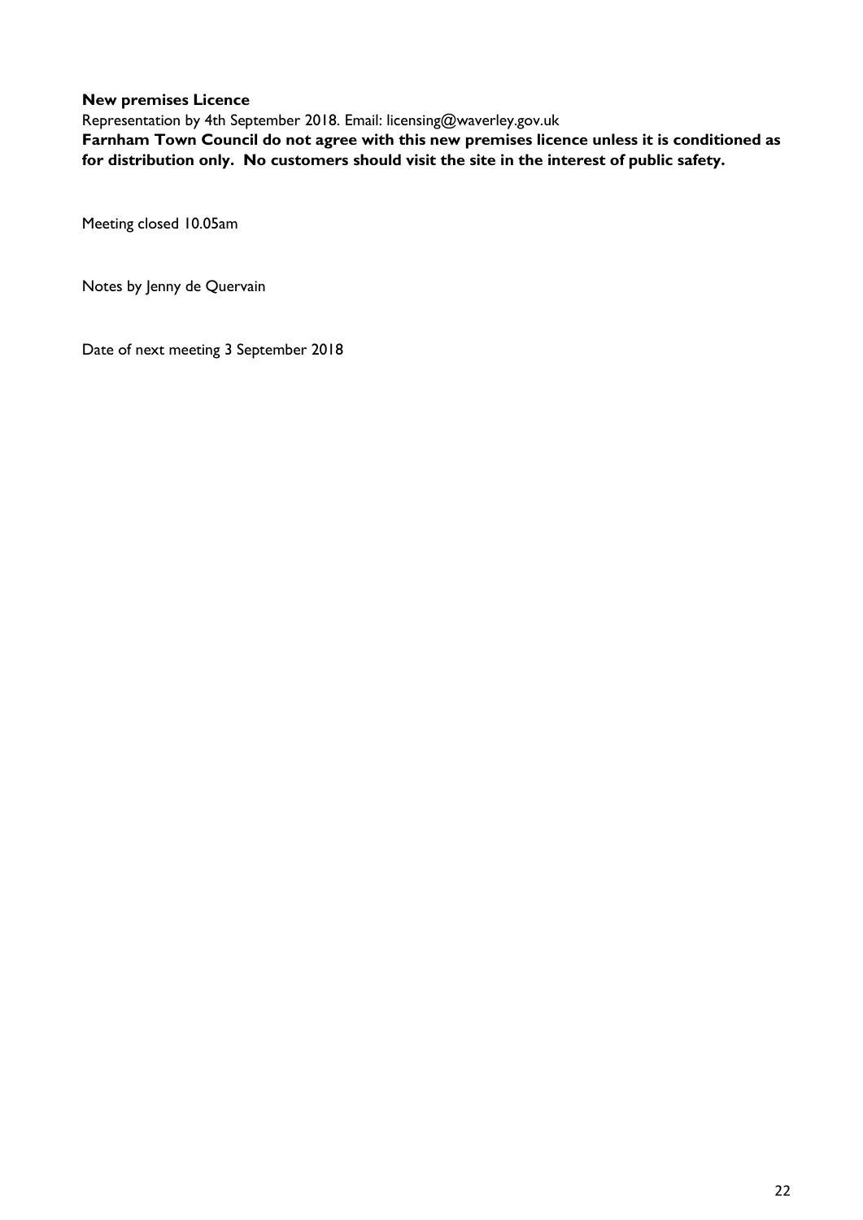**New premises Licence**

Representation by 4th September 2018. Email: licensing@waverley.gov.uk

**Farnham Town Council do not agree with this new premises licence unless it is conditioned as for distribution only. No customers should visit the site in the interest of public safety.**

Meeting closed 10.05am

Notes by Jenny de Quervain

Date of next meeting 3 September 2018